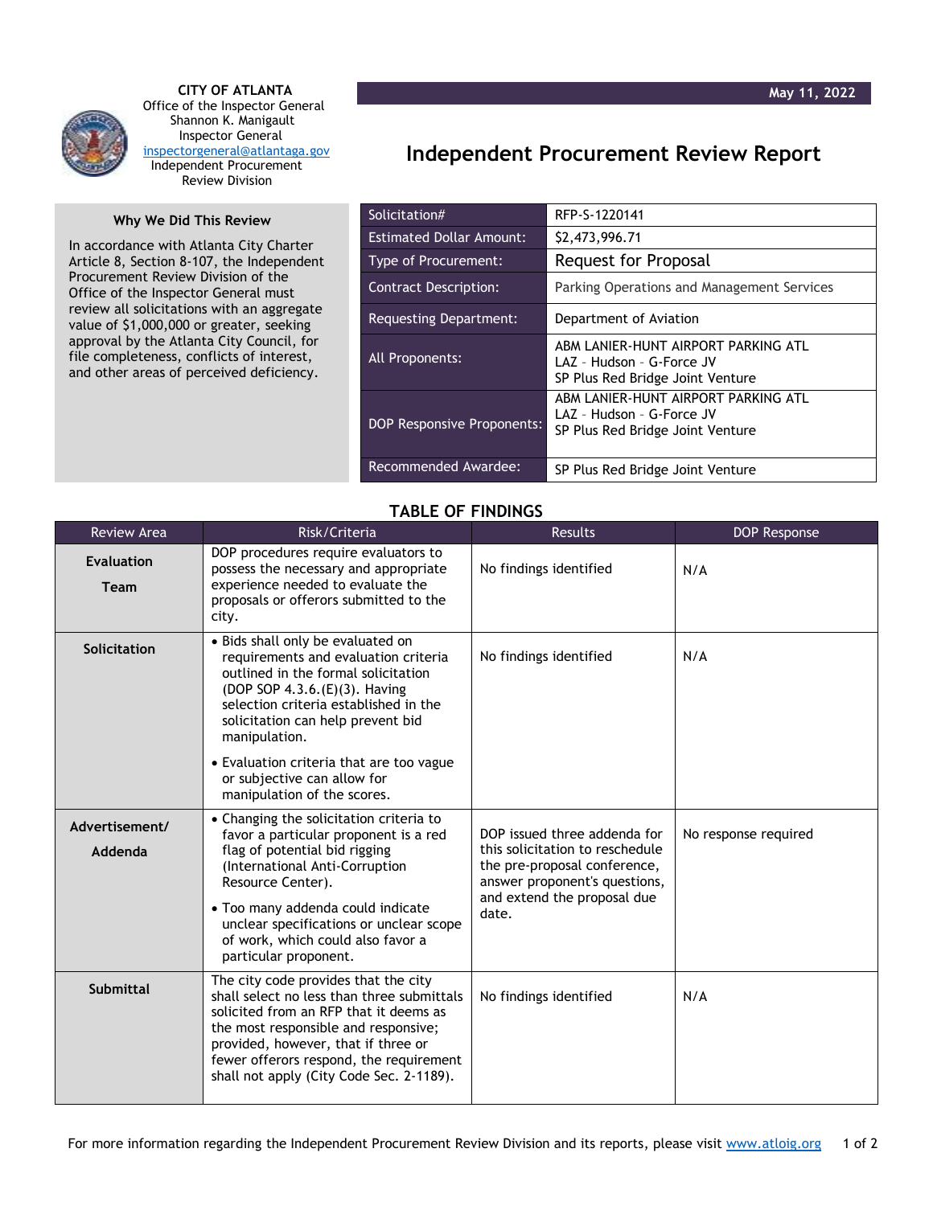**CITY OF ATLANTA**
Office of the Inspector General
Shannon K. Manigault
Inspector General
inspectorgeneral@atlantaga.gov
Independent Procurement Review Division

May 11, 2022

# Independent Procurement Review Report

### Why We Did This Review

In accordance with Atlanta City Charter Article 8, Section 8-107, the Independent Procurement Review Division of the Office of the Inspector General must review all solicitations with an aggregate value of $1,000,000 or greater, seeking approval by the Atlanta City Council, for file completeness, conflicts of interest, and other areas of perceived deficiency.

| | |
|---|---|
| Solicitation# | RFP-S-1220141 |
| Estimated Dollar Amount: | $2,473,996.71 |
| Type of Procurement: | Request for Proposal |
| Contract Description: | Parking Operations and Management Services |
| Requesting Department: | Department of Aviation |
| All Proponents: | ABM LANIER-HUNT AIRPORT PARKING ATL<br>LAZ – Hudson – G-Force JV<br>SP Plus Red Bridge Joint Venture |
| DOP Responsive Proponents: | ABM LANIER-HUNT AIRPORT PARKING ATL<br>LAZ – Hudson – G-Force JV<br>SP Plus Red Bridge Joint Venture |
| Recommended Awardee: | SP Plus Red Bridge Joint Venture |

## TABLE OF FINDINGS

| Review Area | Risk/Criteria | Results | DOP Response |
|---|---|---|---|
| **Evaluation Team** | DOP procedures require evaluators to possess the necessary and appropriate experience needed to evaluate the proposals or offerors submitted to the city. | No findings identified | N/A |
| **Solicitation** | • Bids shall only be evaluated on requirements and evaluation criteria outlined in the formal solicitation (DOP SOP 4.3.6.(E)(3). Having selection criteria established in the solicitation can help prevent bid manipulation.<br>• Evaluation criteria that are too vague or subjective can allow for manipulation of the scores. | No findings identified | N/A |
| **Advertisement/ Addenda** | • Changing the solicitation criteria to favor a particular proponent is a red flag of potential bid rigging (International Anti-Corruption Resource Center).<br>• Too many addenda could indicate unclear specifications or unclear scope of work, which could also favor a particular proponent. | DOP issued three addenda for this solicitation to reschedule the pre-proposal conference, answer proponent's questions, and extend the proposal due date. | No response required |
| **Submittal** | The city code provides that the city shall select no less than three submittals solicited from an RFP that it deems as the most responsible and responsive; provided, however, that if three or fewer offerors respond, the requirement shall not apply (City Code Sec. 2-1189). | No findings identified | N/A |

For more information regarding the Independent Procurement Review Division and its reports, please visit www.atloig.org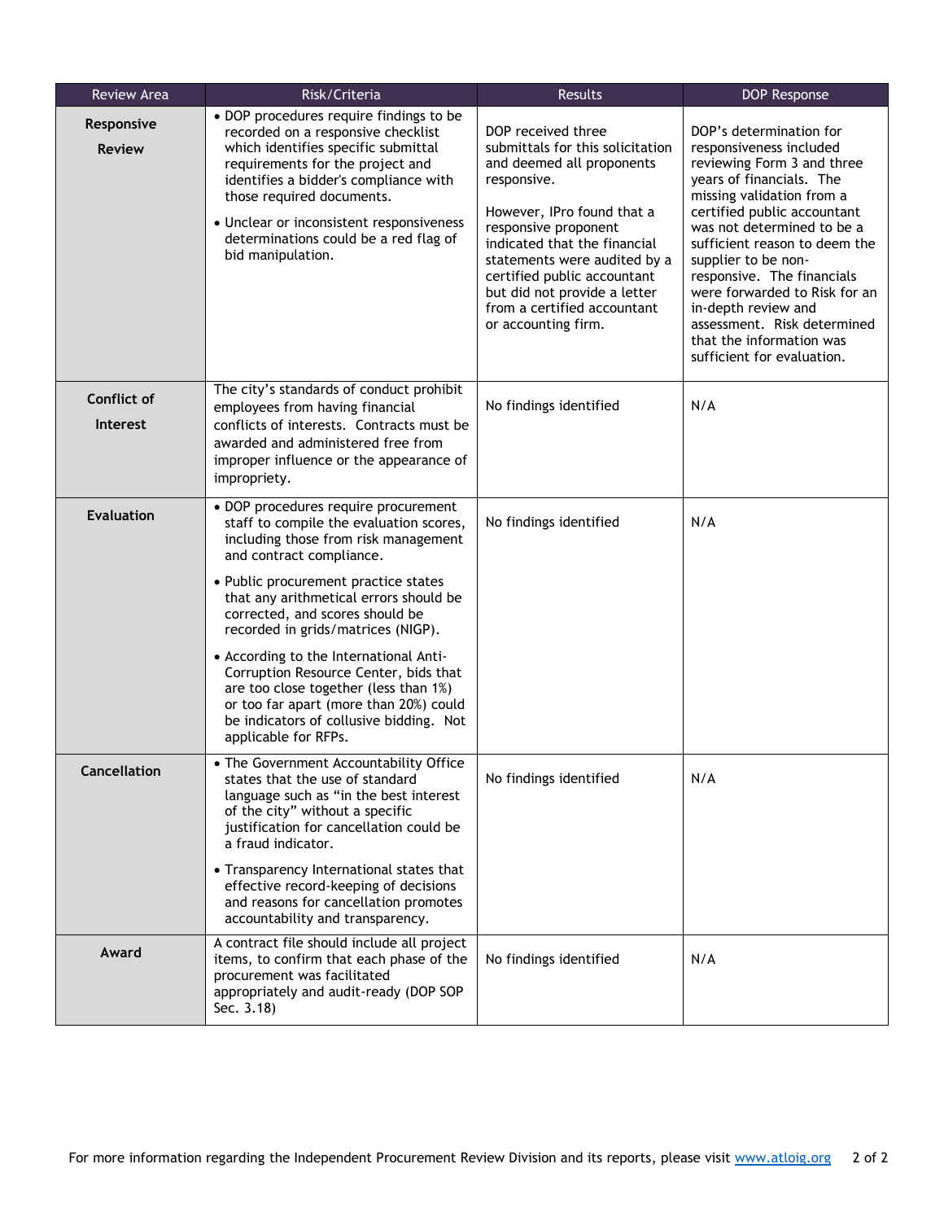| Review Area | Risk/Criteria | Results | DOP Response |
|---|---|---|---|
| **Responsive Review** | • DOP procedures require findings to be recorded on a responsive checklist which identifies specific submittal requirements for the project and identifies a bidder's compliance with those required documents.<br>• Unclear or inconsistent responsiveness determinations could be a red flag of bid manipulation. | DOP received three submittals for this solicitation and deemed all proponents responsive.<br><br>However, IPro found that a responsive proponent indicated that the financial statements were audited by a certified public accountant but did not provide a letter from a certified accountant or accounting firm. | DOP's determination for responsiveness included reviewing Form 3 and three years of financials. The missing validation from a certified public accountant was not determined to be a sufficient reason to deem the supplier to be non-responsive. The financials were forwarded to Risk for an in-depth review and assessment. Risk determined that the information was sufficient for evaluation. |
| **Conflict of Interest** | The city's standards of conduct prohibit employees from having financial conflicts of interests. Contracts must be awarded and administered free from improper influence or the appearance of impropriety. | No findings identified | N/A |
| **Evaluation** | • DOP procedures require procurement staff to compile the evaluation scores, including those from risk management and contract compliance.<br>• Public procurement practice states that any arithmetical errors should be corrected, and scores should be recorded in grids/matrices (NIGP).<br>• According to the International Anti-Corruption Resource Center, bids that are too close together (less than 1%) or too far apart (more than 20%) could be indicators of collusive bidding. Not applicable for RFPs. | No findings identified | N/A |
| **Cancellation** | • The Government Accountability Office states that the use of standard language such as "in the best interest of the city" without a specific justification for cancellation could be a fraud indicator.<br>• Transparency International states that effective record-keeping of decisions and reasons for cancellation promotes accountability and transparency. | No findings identified | N/A |
| **Award** | A contract file should include all project items, to confirm that each phase of the procurement was facilitated appropriately and audit-ready (DOP SOP Sec. 3.18) | No findings identified | N/A |

For more information regarding the Independent Procurement Review Division and its reports, please visit www.atloig.org